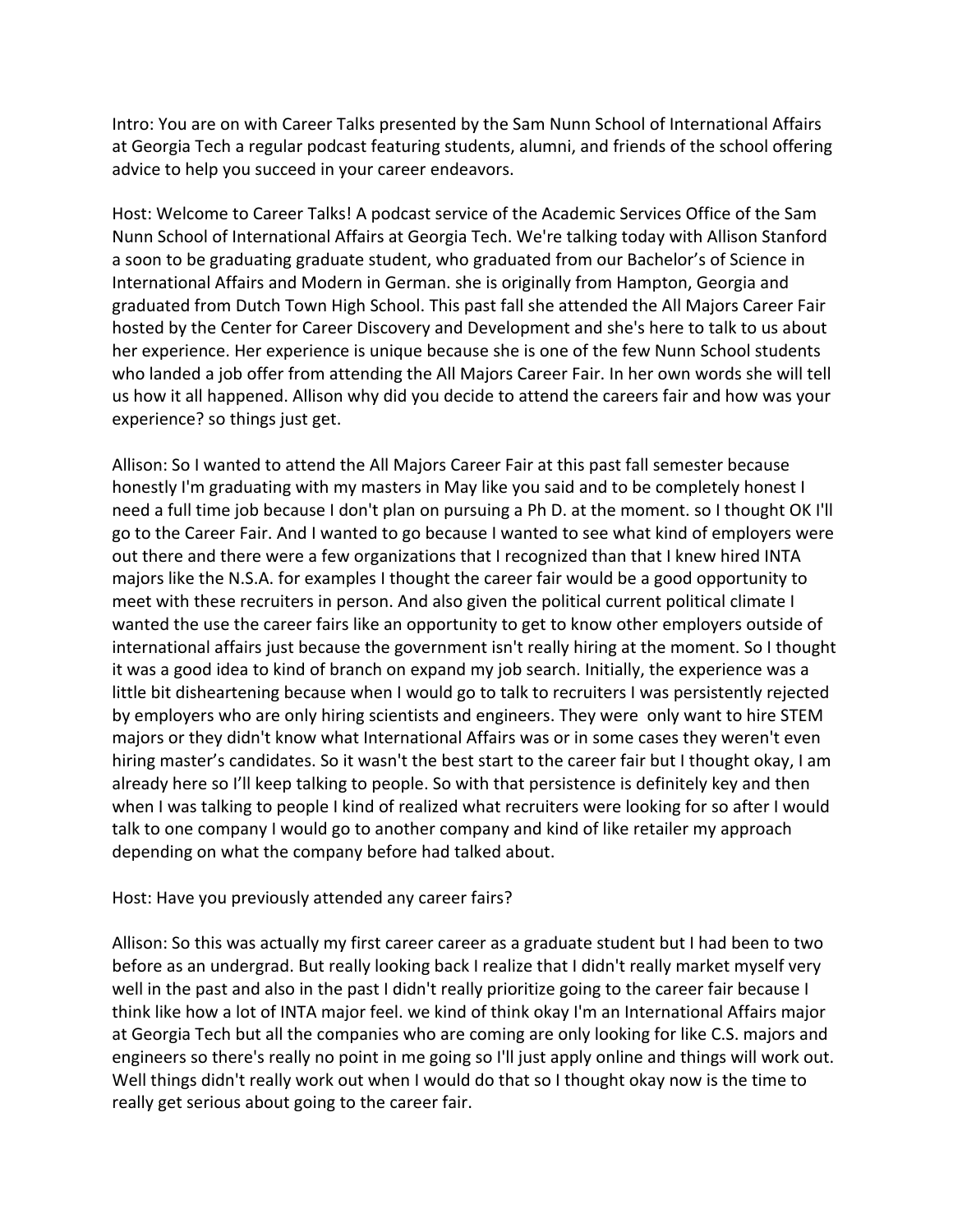Intro: You are on with Career Talks presented by the Sam Nunn School of International Affairs at Georgia Tech a regular podcast featuring students, alumni, and friends of the school offering advice to help you succeed in your career endeavors.

Host: Welcome to Career Talks! A podcast service of the Academic Services Office of the Sam Nunn School of International Affairs at Georgia Tech. We're talking today with Allison Stanford a soon to be graduating graduate student, who graduated from our Bachelor's of Science in International Affairs and Modern in German. she is originally from Hampton, Georgia and graduated from Dutch Town High School. This past fall she attended the All Majors Career Fair hosted by the Center for Career Discovery and Development and she's here to talk to us about her experience. Her experience is unique because she is one of the few Nunn School students who landed a job offer from attending the All Majors Career Fair. In her own words she will tell us how it all happened. Allison why did you decide to attend the careers fair and how was your experience? so things just get.

Allison: So I wanted to attend the All Majors Career Fair at this past fall semester because honestly I'm graduating with my masters in May like you said and to be completely honest I need a full time job because I don't plan on pursuing a Ph D. at the moment. so I thought OK I'll go to the Career Fair. And I wanted to go because I wanted to see what kind of employers were out there and there were a few organizations that I recognized than that I knew hired INTA majors like the N.S.A. for examples I thought the career fair would be a good opportunity to meet with these recruiters in person. And also given the political current political climate I wanted the use the career fairs like an opportunity to get to know other employers outside of international affairs just because the government isn't really hiring at the moment. So I thought it was a good idea to kind of branch on expand my job search. Initially, the experience was a little bit disheartening because when I would go to talk to recruiters I was persistently rejected by employers who are only hiring scientists and engineers. They were only want to hire STEM majors or they didn't know what International Affairs was or in some cases they weren't even hiring master's candidates. So it wasn't the best start to the career fair but I thought okay, I am already here so I'll keep talking to people. So with that persistence is definitely key and then when I was talking to people I kind of realized what recruiters were looking for so after I would talk to one company I would go to another company and kind of like retailer my approach depending on what the company before had talked about.

Host: Have you previously attended any career fairs?

Allison: So this was actually my first career career as a graduate student but I had been to two before as an undergrad. But really looking back I realize that I didn't really market myself very well in the past and also in the past I didn't really prioritize going to the career fair because I think like how a lot of INTA major feel. we kind of think okay I'm an International Affairs major at Georgia Tech but all the companies who are coming are only looking for like C.S. majors and engineers so there's really no point in me going so I'll just apply online and things will work out. Well things didn't really work out when I would do that so I thought okay now is the time to really get serious about going to the career fair.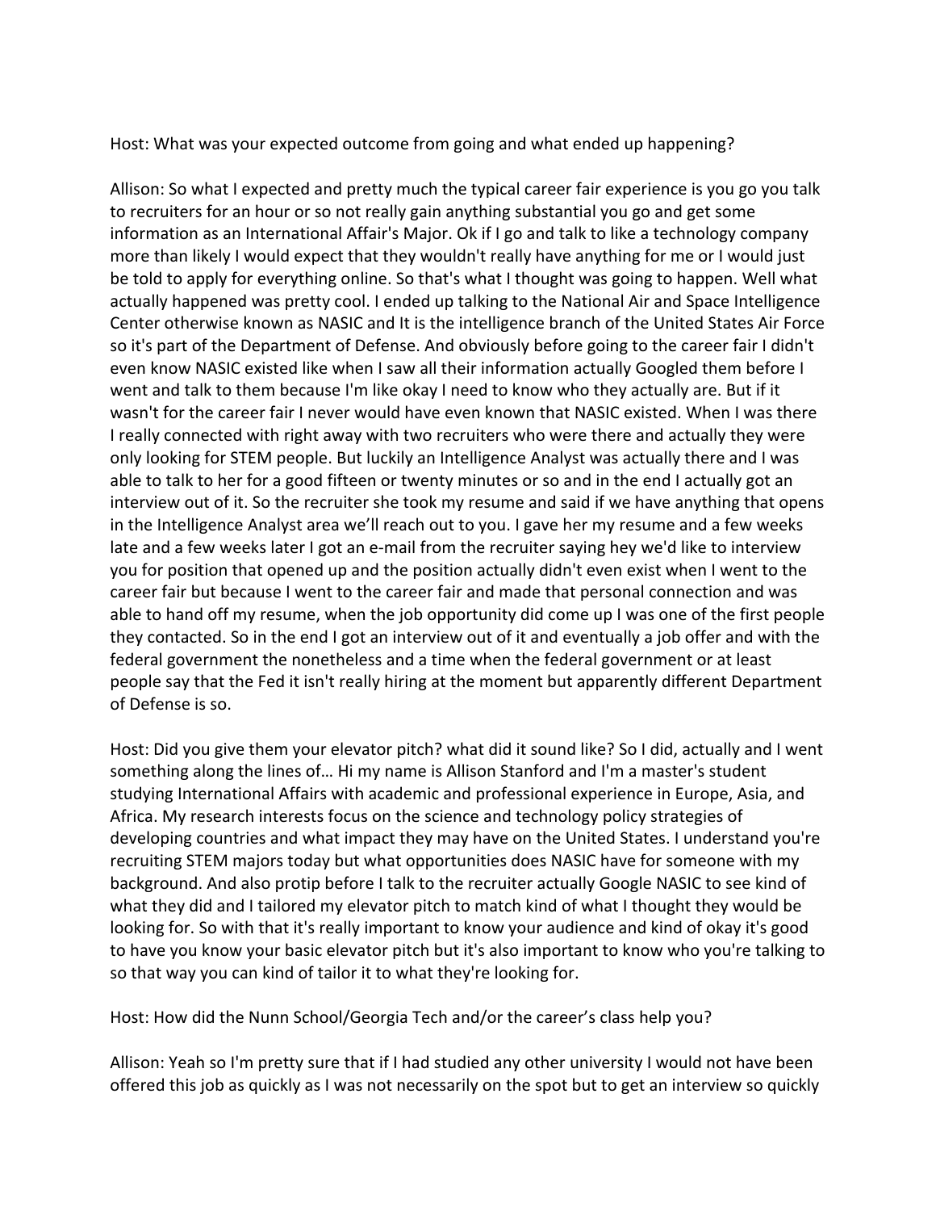Host: What was your expected outcome from going and what ended up happening?

Allison: So what I expected and pretty much the typical career fair experience is you go you talk to recruiters for an hour or so not really gain anything substantial you go and get some information as an International Affair's Major. Ok if I go and talk to like a technology company more than likely I would expect that they wouldn't really have anything for me or I would just be told to apply for everything online. So that's what I thought was going to happen. Well what actually happened was pretty cool. I ended up talking to the National Air and Space Intelligence Center otherwise known as NASIC and It is the intelligence branch of the United States Air Force so it's part of the Department of Defense. And obviously before going to the career fair I didn't even know NASIC existed like when I saw all their information actually Googled them before I went and talk to them because I'm like okay I need to know who they actually are. But if it wasn't for the career fair I never would have even known that NASIC existed. When I was there I really connected with right away with two recruiters who were there and actually they were only looking for STEM people. But luckily an Intelligence Analyst was actually there and I was able to talk to her for a good fifteen or twenty minutes or so and in the end I actually got an interview out of it. So the recruiter she took my resume and said if we have anything that opens in the Intelligence Analyst area we'll reach out to you. I gave her my resume and a few weeks late and a few weeks later I got an e-mail from the recruiter saying hey we'd like to interview you for position that opened up and the position actually didn't even exist when I went to the career fair but because I went to the career fair and made that personal connection and was able to hand off my resume, when the job opportunity did come up I was one of the first people they contacted. So in the end I got an interview out of it and eventually a job offer and with the federal government the nonetheless and a time when the federal government or at least people say that the Fed it isn't really hiring at the moment but apparently different Department of Defense is so.

Host: Did you give them your elevator pitch? what did it sound like? So I did, actually and I went something along the lines of… Hi my name is Allison Stanford and I'm a master's student studying International Affairs with academic and professional experience in Europe, Asia, and Africa. My research interests focus on the science and technology policy strategies of developing countries and what impact they may have on the United States. I understand you're recruiting STEM majors today but what opportunities does NASIC have for someone with my background. And also protip before I talk to the recruiter actually Google NASIC to see kind of what they did and I tailored my elevator pitch to match kind of what I thought they would be looking for. So with that it's really important to know your audience and kind of okay it's good to have you know your basic elevator pitch but it's also important to know who you're talking to so that way you can kind of tailor it to what they're looking for.

Host: How did the Nunn School/Georgia Tech and/or the career's class help you?

Allison: Yeah so I'm pretty sure that if I had studied any other university I would not have been offered this job as quickly as I was not necessarily on the spot but to get an interview so quickly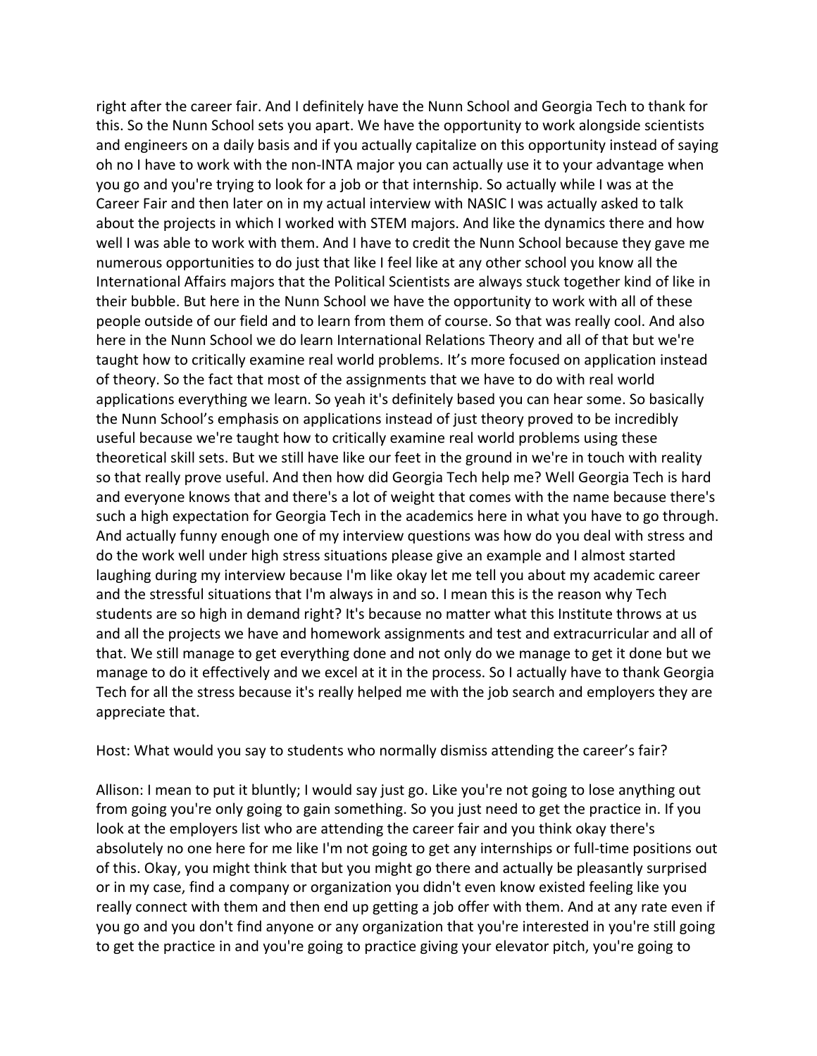right after the career fair. And I definitely have the Nunn School and Georgia Tech to thank for this. So the Nunn School sets you apart. We have the opportunity to work alongside scientists and engineers on a daily basis and if you actually capitalize on this opportunity instead of saying oh no I have to work with the non-INTA major you can actually use it to your advantage when you go and you're trying to look for a job or that internship. So actually while I was at the Career Fair and then later on in my actual interview with NASIC I was actually asked to talk about the projects in which I worked with STEM majors. And like the dynamics there and how well I was able to work with them. And I have to credit the Nunn School because they gave me numerous opportunities to do just that like I feel like at any other school you know all the International Affairs majors that the Political Scientists are always stuck together kind of like in their bubble. But here in the Nunn School we have the opportunity to work with all of these people outside of our field and to learn from them of course. So that was really cool. And also here in the Nunn School we do learn International Relations Theory and all of that but we're taught how to critically examine real world problems. It's more focused on application instead of theory. So the fact that most of the assignments that we have to do with real world applications everything we learn. So yeah it's definitely based you can hear some. So basically the Nunn School's emphasis on applications instead of just theory proved to be incredibly useful because we're taught how to critically examine real world problems using these theoretical skill sets. But we still have like our feet in the ground in we're in touch with reality so that really prove useful. And then how did Georgia Tech help me? Well Georgia Tech is hard and everyone knows that and there's a lot of weight that comes with the name because there's such a high expectation for Georgia Tech in the academics here in what you have to go through. And actually funny enough one of my interview questions was how do you deal with stress and do the work well under high stress situations please give an example and I almost started laughing during my interview because I'm like okay let me tell you about my academic career and the stressful situations that I'm always in and so. I mean this is the reason why Tech students are so high in demand right? It's because no matter what this Institute throws at us and all the projects we have and homework assignments and test and extracurricular and all of that. We still manage to get everything done and not only do we manage to get it done but we manage to do it effectively and we excel at it in the process. So I actually have to thank Georgia Tech for all the stress because it's really helped me with the job search and employers they are appreciate that.

Host: What would you say to students who normally dismiss attending the career's fair?

Allison: I mean to put it bluntly; I would say just go. Like you're not going to lose anything out from going you're only going to gain something. So you just need to get the practice in. If you look at the employers list who are attending the career fair and you think okay there's absolutely no one here for me like I'm not going to get any internships or full-time positions out of this. Okay, you might think that but you might go there and actually be pleasantly surprised or in my case, find a company or organization you didn't even know existed feeling like you really connect with them and then end up getting a job offer with them. And at any rate even if you go and you don't find anyone or any organization that you're interested in you're still going to get the practice in and you're going to practice giving your elevator pitch, you're going to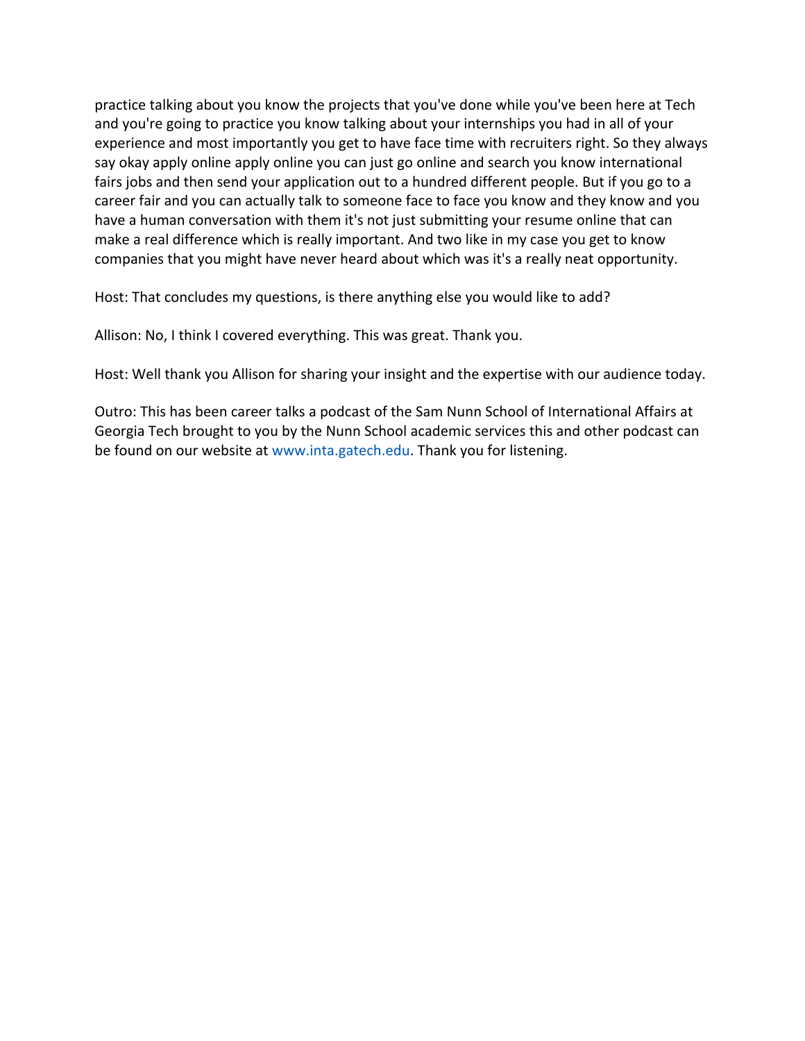practice talking about you know the projects that you've done while you've been here at Tech and you're going to practice you know talking about your internships you had in all of your experience and most importantly you get to have face time with recruiters right. So they always say okay apply online apply online you can just go online and search you know international fairs jobs and then send your application out to a hundred different people. But if you go to a career fair and you can actually talk to someone face to face you know and they know and you have a human conversation with them it's not just submitting your resume online that can make a real difference which is really important. And two like in my case you get to know companies that you might have never heard about which was it's a really neat opportunity.

Host: That concludes my questions, is there anything else you would like to add?

Allison: No, I think I covered everything. This was great. Thank you.

Host: Well thank you Allison for sharing your insight and the expertise with our audience today.

Outro: This has been career talks a podcast of the Sam Nunn School of International Affairs at Georgia Tech brought to you by the Nunn School academic services this and other podcast can be found on our website at www.inta.gatech.edu. Thank you for listening.